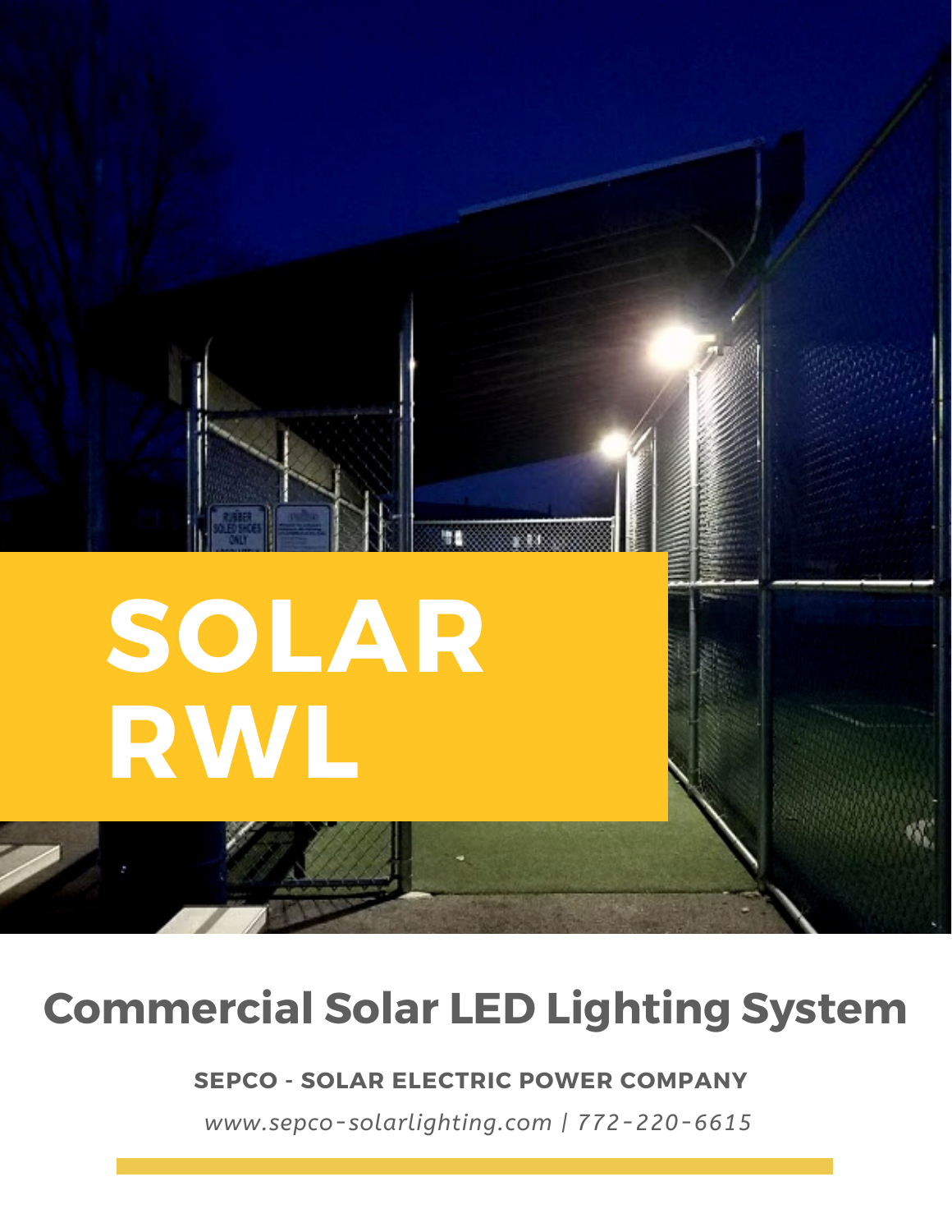# SOLAR RWL

## Commercial Solar LED Lighting System

**SEPCO - SOLAR ELECTRIC POWER COMPANY**

*www.sepco-solarlighting.com | 772-220-6615*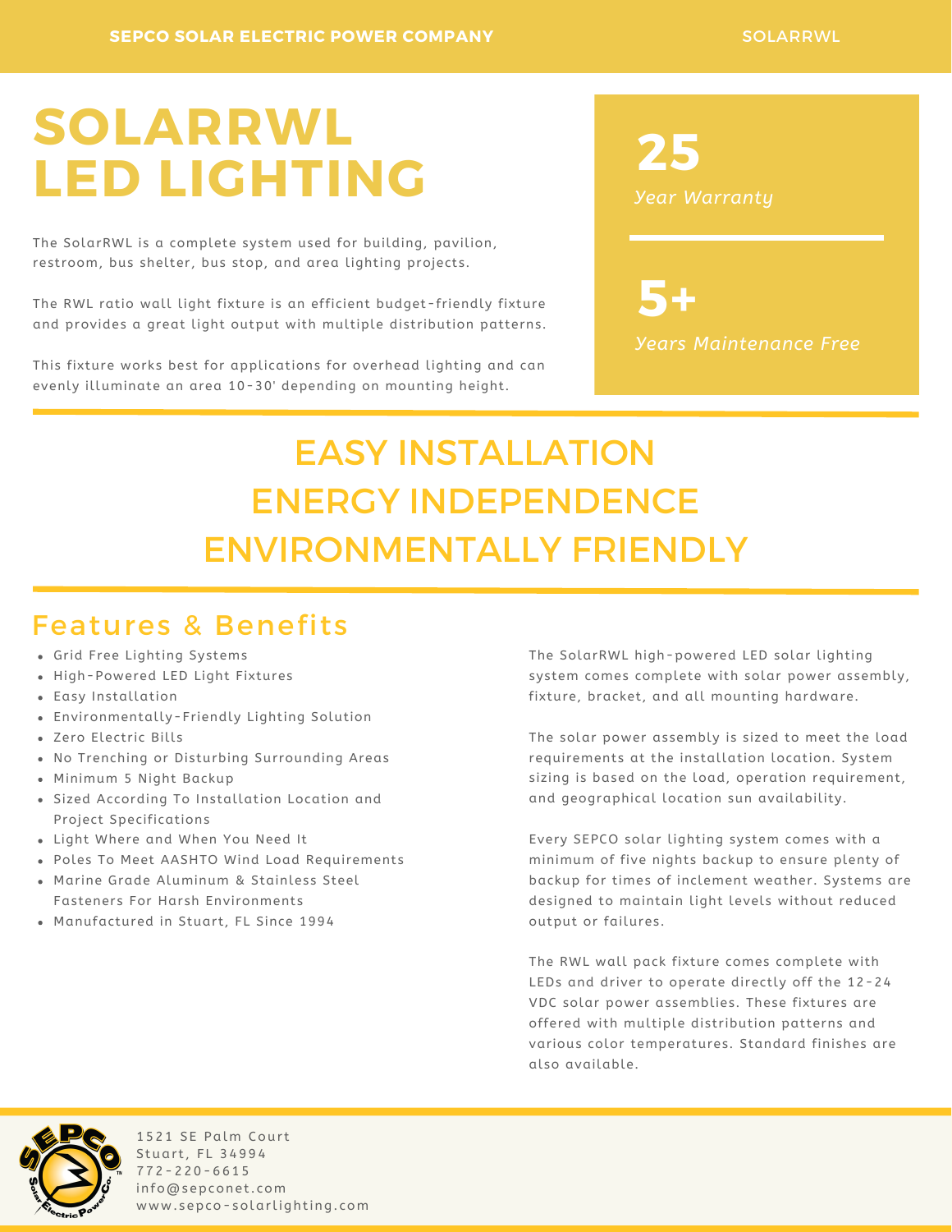# SOLARRWL LED LIGHTING

The SolarRWL is a complete system used for building, pavilion, restroom, bus shelter, bus stop, and area lighting projects.

The RWL ratio wall light fixture is an efficient budget-friendly fixture and provides a great light output with multiple distribution patterns.

This fixture works best for applications for overhead lighting and can evenly illuminate an area 10-30' depending on mounting height.

**25**
*Year Warranty*

**5+**
*Years Maintenance Free*

## EASY INSTALLATION
## ENERGY INDEPENDENCE
## ENVIRONMENTALLY FRIENDLY

## Features & Benefits

- Grid Free Lighting Systems
- High-Powered LED Light Fixtures
- Easy Installation
- Environmentally-Friendly Lighting Solution
- Zero Electric Bills
- No Trenching or Disturbing Surrounding Areas
- Minimum 5 Night Backup
- Sized According To Installation Location and Project Specifications
- Light Where and When You Need It
- Poles To Meet AASHTO Wind Load Requirements
- Marine Grade Aluminum & Stainless Steel Fasteners For Harsh Environments
- Manufactured in Stuart, FL Since 1994

The SolarRWL high-powered LED solar lighting system comes complete with solar power assembly, fixture, bracket, and all mounting hardware.

The solar power assembly is sized to meet the load requirements at the installation location. System sizing is based on the load, operation requirement, and geographical location sun availability.

Every SEPCO solar lighting system comes with a minimum of five nights backup to ensure plenty of backup for times of inclement weather. Systems are designed to maintain light levels without reduced output or failures.

The RWL wall pack fixture comes complete with LEDs and driver to operate directly off the 12-24 VDC solar power assemblies. These fixtures are offered with multiple distribution patterns and various color temperatures. Standard finishes are also available.

1521 SE Palm Court
Stuart, FL 34994
772-220-6615
info@sepconet.com
www.sepco-solarlighting.com